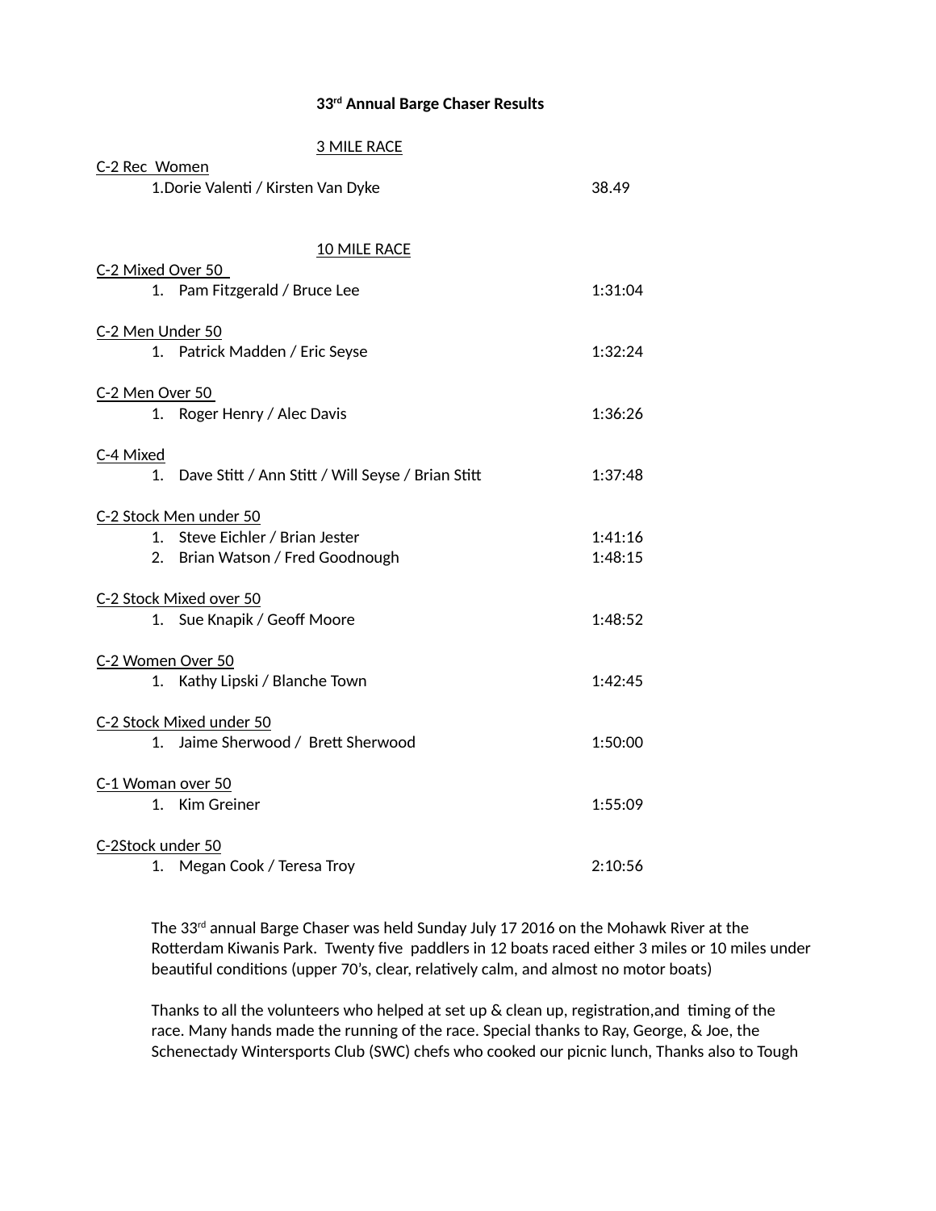# 33rd Annual Barge Chaser Results

## 3 MILE RACE

C-2 Rec Women

1.Dorie Valenti / Kirsten Van Dyke 38.49

## 10 MILE RACE

C-2 Mixed Over 50

1. Pam Fitzgerald / Bruce Lee 1:31:04

C-2 Men Under 50

1. Patrick Madden / Eric Seyse 1:32:24

C-2 Men Over 50

1. Roger Henry / Alec Davis 1:36:26

C-4 Mixed

1. Dave Stitt / Ann Stitt / Will Seyse / Brian Stitt 1:37:48

C-2 Stock Men under 50

1. Steve Eichler / Brian Jester 1:41:16
2. Brian Watson / Fred Goodnough 1:48:15

C-2 Stock Mixed over 50

1. Sue Knapik / Geoff Moore 1:48:52

C-2 Women Over 50

1. Kathy Lipski / Blanche Town 1:42:45

C-2 Stock Mixed under 50

1. Jaime Sherwood / Brett Sherwood 1:50:00

C-1 Woman over 50

1. Kim Greiner 1:55:09

C-2Stock under 50

1. Megan Cook / Teresa Troy 2:10:56

The 33rd annual Barge Chaser was held Sunday July 17 2016 on the Mohawk River at the Rotterdam Kiwanis Park. Twenty five paddlers in 12 boats raced either 3 miles or 10 miles under beautiful conditions (upper 70's, clear, relatively calm, and almost no motor boats)

Thanks to all the volunteers who helped at set up & clean up, registration,and timing of the race. Many hands made the running of the race. Special thanks to Ray, George, & Joe, the Schenectady Wintersports Club (SWC) chefs who cooked our picnic lunch, Thanks also to Tough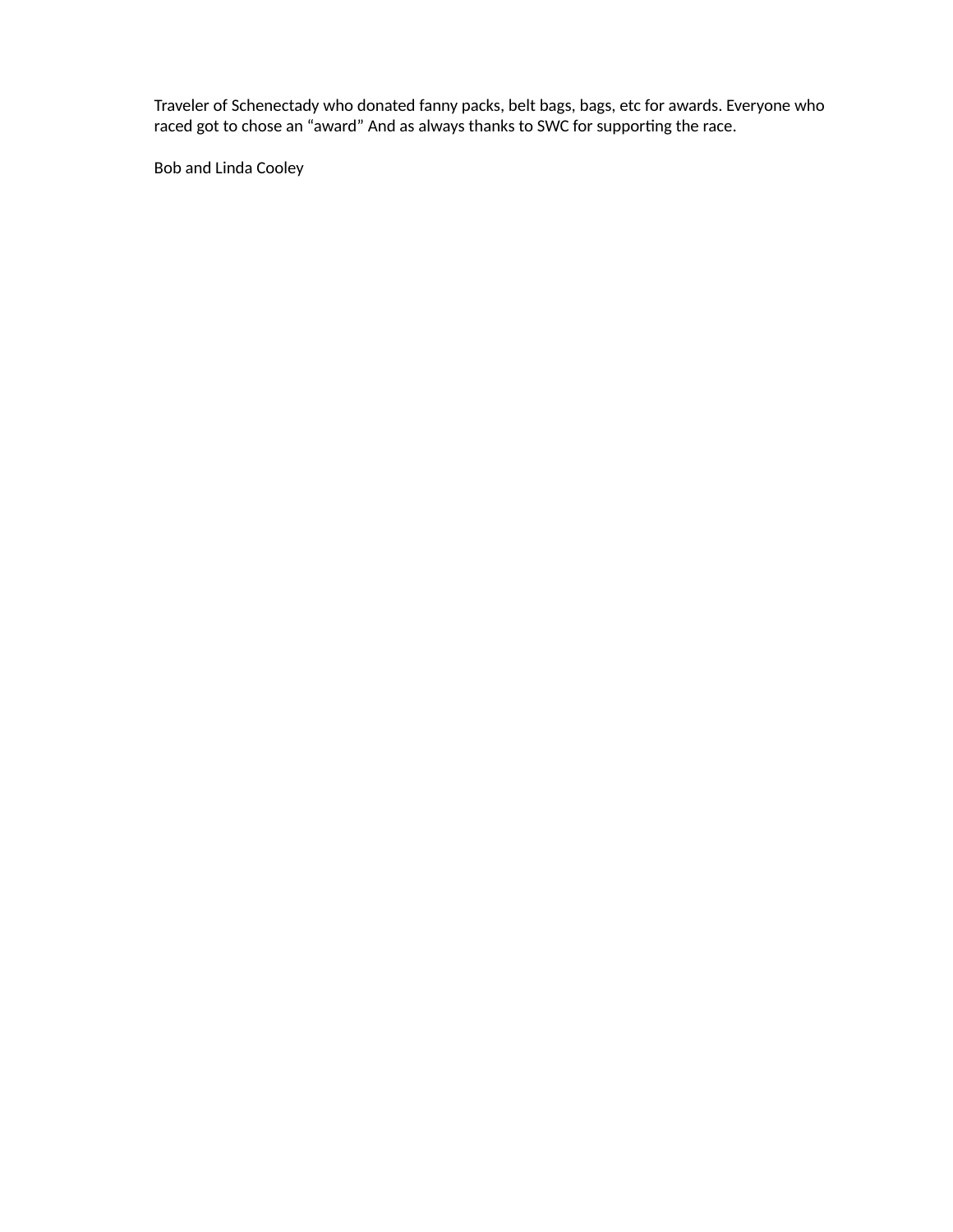Traveler of Schenectady who donated fanny packs, belt bags, bags, etc for awards. Everyone who raced got to chose an “award” And as always thanks to SWC for supporting the race.

Bob and Linda Cooley